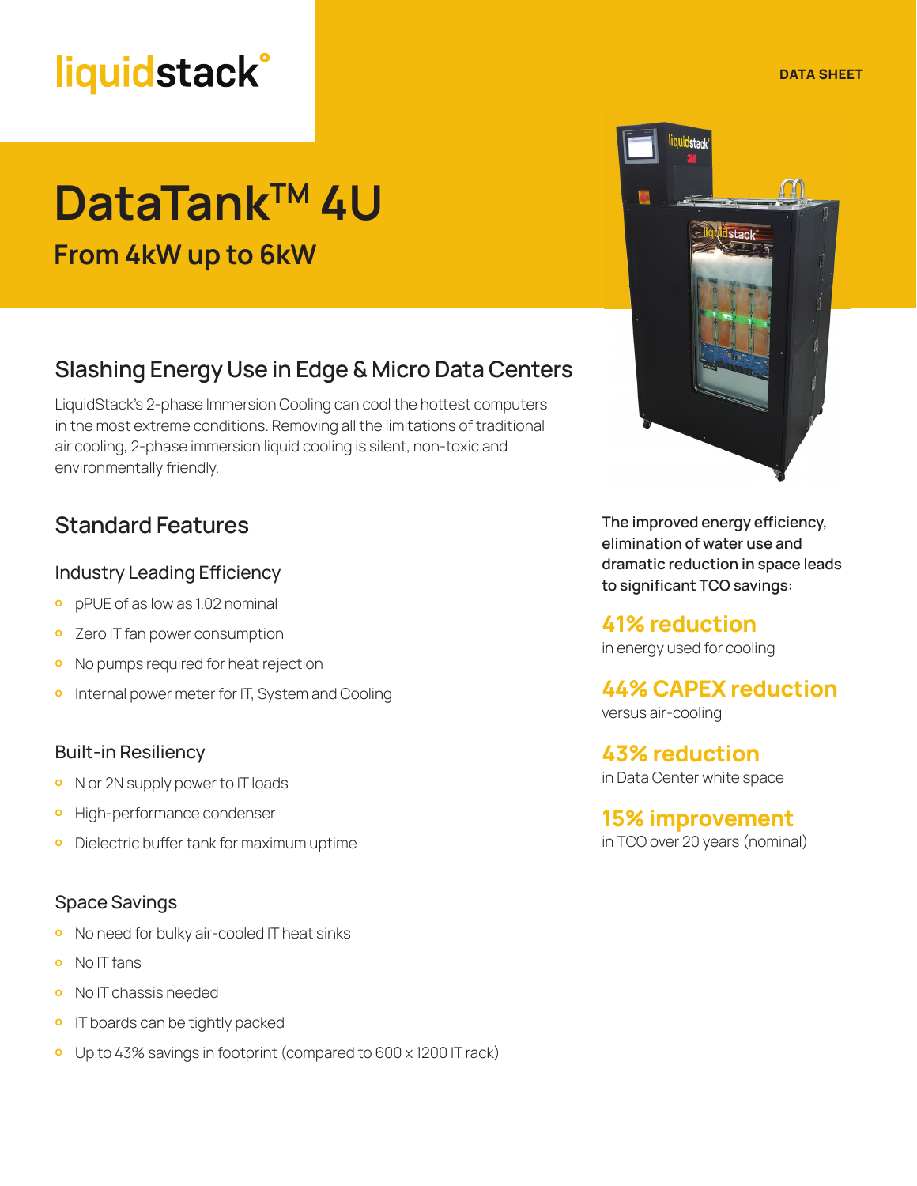liquidstack

DATA SHEET

# DataTank™ 4U

## From 4kW up to 6kW

## Slashing Energy Use in Edge & Micro Data Centers

LiquidStack's 2-phase Immersion Cooling can cool the hottest computers in the most extreme conditions. Removing all the limitations of traditional air cooling, 2-phase immersion liquid cooling is silent, non-toxic and environmentally friendly.

## Standard Features

### Industry Leading Efficiency

- pPUE of as low as 1.02 nominal
- Zero IT fan power consumption
- No pumps required for heat rejection
- Internal power meter for IT, System and Cooling

### Built-in Resiliency

- N or 2N supply power to IT loads
- High-performance condenser
- Dielectric buffer tank for maximum uptime

### Space Savings

- No need for bulky air-cooled IT heat sinks
- No IT fans
- No IT chassis needed
- IT boards can be tightly packed
- Up to 43% savings in footprint (compared to 600 x 1200 IT rack)

**The improved energy efficiency, elimination of water use and dramatic reduction in space leads to significant TCO savings:**

**41% reduction**
in energy used for cooling

**44% CAPEX reduction**
versus air-cooling

**43% reduction**
in Data Center white space

**15% improvement**
in TCO over 20 years (nominal)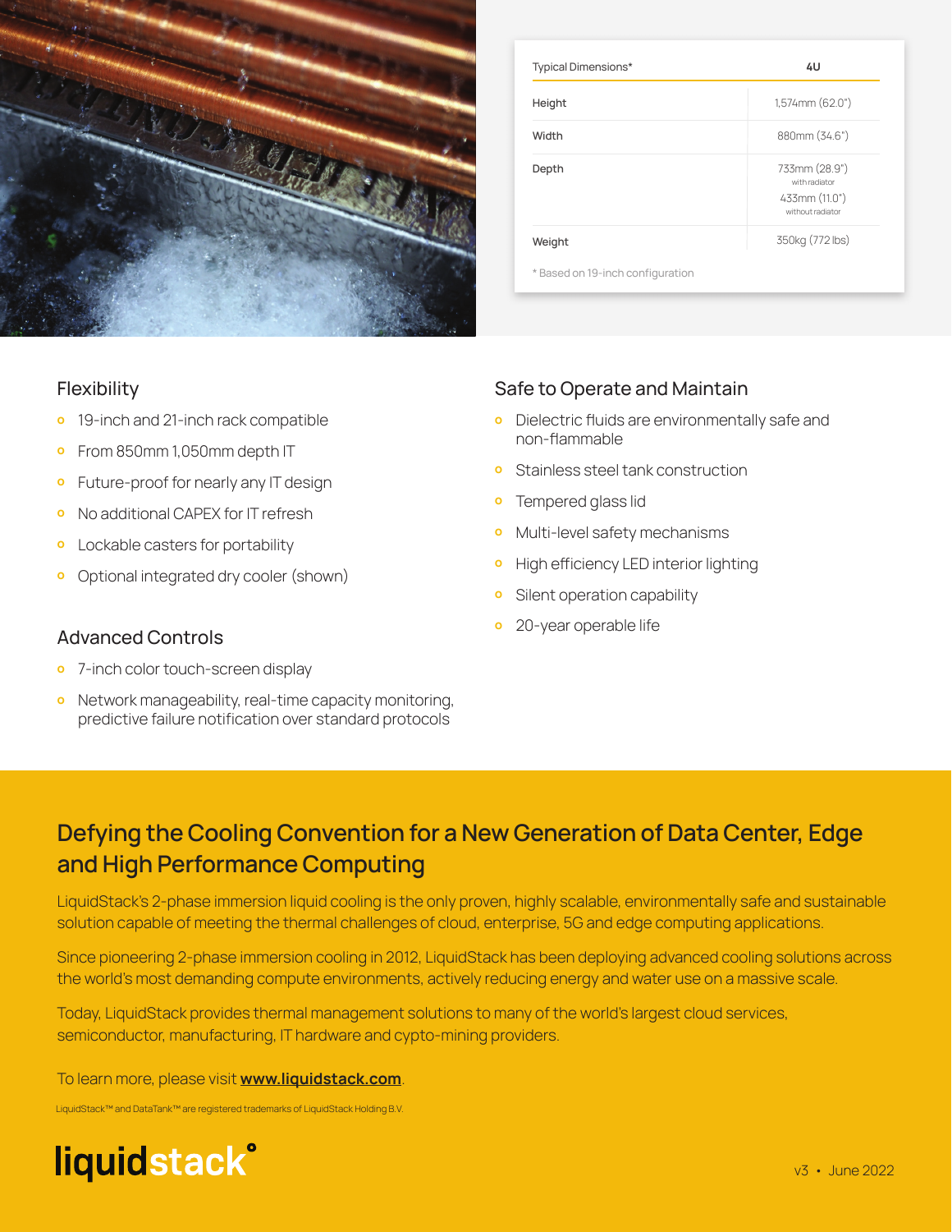| Typical Dimensions* | 4U |
| --- | --- |
| Height | 1,574mm (62.0") |
| Width | 880mm (34.6") |
| Depth | 733mm (28.9") with radiator<br>433mm (11.0") without radiator |
| Weight | 350kg (772 lbs) |

* Based on 19-inch configuration

## Flexibility

- 19-inch and 21-inch rack compatible
- From 850mm 1,050mm depth IT
- Future-proof for nearly any IT design
- No additional CAPEX for IT refresh
- Lockable casters for portability
- Optional integrated dry cooler (shown)

## Advanced Controls

- 7-inch color touch-screen display
- Network manageability, real-time capacity monitoring, predictive failure notification over standard protocols

## Safe to Operate and Maintain

- Dielectric fluids are environmentally safe and non-flammable
- Stainless steel tank construction
- Tempered glass lid
- Multi-level safety mechanisms
- High efficiency LED interior lighting
- Silent operation capability
- 20-year operable life

## Defying the Cooling Convention for a New Generation of Data Center, Edge and High Performance Computing

LiquidStack's 2-phase immersion liquid cooling is the only proven, highly scalable, environmentally safe and sustainable solution capable of meeting the thermal challenges of cloud, enterprise, 5G and edge computing applications.

Since pioneering 2-phase immersion cooling in 2012, LiquidStack has been deploying advanced cooling solutions across the world's most demanding compute environments, actively reducing energy and water use on a massive scale.

Today, LiquidStack provides thermal management solutions to many of the world's largest cloud services, semiconductor, manufacturing, IT hardware and cypto-mining providers.

To learn more, please visit **www.liquidstack.com**.

LiquidStack™ and DataTank™ are registered trademarks of LiquidStack Holding B.V.

liquidstack

v3 • June 2022